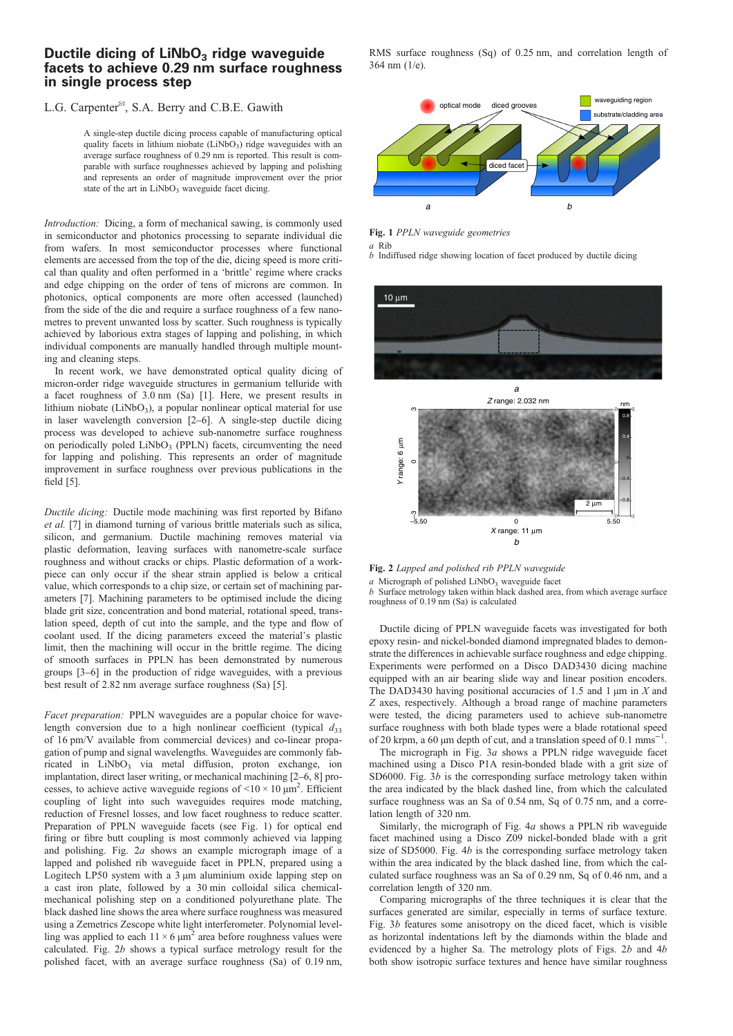# Ductile dicing of $LiNbO_3$ ridge waveguide facets to achieve 0.29 nm surface roughness in single process step

L.G. Carpenter✉, S.A. Berry and C.B.E. Gawith

A single-step ductile dicing process capable of manufacturing optical quality facets in lithium niobate ($LiNbO_3$) ridge waveguides with an average surface roughness of 0.29 nm is reported. This result is comparable with surface roughnesses achieved by lapping and polishing and represents an order of magnitude improvement over the prior state of the art in $LiNbO_3$ waveguide facet dicing.

*Introduction:* Dicing, a form of mechanical sawing, is commonly used in semiconductor and photonics processing to separate individual die from wafers. In most semiconductor processes where functional elements are accessed from the top of the die, dicing speed is more critical than quality and often performed in a 'brittle' regime where cracks and edge chipping on the order of tens of microns are common. In photonics, optical components are more often accessed (launched) from the side of the die and require a surface roughness of a few nanometres to prevent unwanted loss by scatter. Such roughness is typically achieved by laborious extra stages of lapping and polishing, in which individual components are manually handled through multiple mounting and cleaning steps.

In recent work, we have demonstrated optical quality dicing of micron-order ridge waveguide structures in germanium telluride with a facet roughness of 3.0 nm (Sa) [1]. Here, we present results in lithium niobate ($LiNbO_3$), a popular nonlinear optical material for use in laser wavelength conversion [2–6]. A single-step ductile dicing process was developed to achieve sub-nanometre surface roughness on periodically poled $LiNbO_3$ (PPLN) facets, circumventing the need for lapping and polishing. This represents an order of magnitude improvement in surface roughness over previous publications in the field [5].

*Ductile dicing:* Ductile mode machining was first reported by Bifano *et al.* [7] in diamond turning of various brittle materials such as silica, silicon, and germanium. Ductile machining removes material via plastic deformation, leaving surfaces with nanometre-scale surface roughness and without cracks or chips. Plastic deformation of a workpiece can only occur if the shear strain applied is below a critical limit, which corresponds to a chip size, or certain set of machining parameters [7]. Machining parameters to be optimised include the dicing blade grit size, concentration and bond material, rotational speed, translation speed, depth of cut into the sample, and the type and flow of coolant used. If the dicing parameters exceed the material's plastic limit, then the machining will occur in the brittle regime. The dicing of smooth surfaces in PPLN has been demonstrated by numerous groups [3–6] in the production of ridge waveguides, with a previous best result of 2.82 nm average surface roughness (Sa) [5].

*Facet preparation:* PPLN waveguides are a popular choice for wavelength conversion due to a high nonlinear coefficient (typical $d_{33}$ of 16 pm/V available from commercial devices) and co-linear propagation of pump and signal wavelengths. Waveguides are commonly fabricated in $LiNbO_3$ via metal diffusion, proton exchange, ion implantation, direct laser writing, or mechanical machining [2–6, 8] processes, to achieve active waveguide regions of $<10 \times 10\ \mu m^2$. Efficient coupling of light into such waveguides requires mode matching, reduction of Fresnel losses, and low facet roughness to reduce scatter. Preparation of PPLN waveguide facets (see Fig. 1) for optical end firing or fibre butt coupling is most commonly achieved via lapping and polishing. Fig. 2*a* shows an example micrograph image of a lapped and polished rib waveguide facet in PPLN, prepared using a Logitech LP50 system with a 3 µm aluminium oxide lapping step on a cast iron plate, followed by a 30 min colloidal silica chemical-mechanical polishing step on a conditioned polyurethane plate. The black dashed line shows the area where surface roughness was measured using a Zemetrics Zescope white light interferometer. Polynomial levelling was applied to each $11 \times 6\ \mu m^2$ area before roughness values were calculated. Fig. 2*b* shows a typical surface metrology result for the polished facet, with an average surface roughness (Sa) of 0.19 nm, RMS surface roughness (Sq) of 0.25 nm, and correlation length of 364 nm (1/e).

**Fig. 1** *PPLN waveguide geometries*
*a* Rib
*b* Indiffused ridge showing location of facet produced by ductile dicing

**Fig. 2** *Lapped and polished rib PPLN waveguide*
*a* Micrograph of polished $LiNbO_3$ waveguide facet
*b* Surface metrology taken within black dashed area, from which average surface roughness of 0.19 nm (Sa) is calculated

Ductile dicing of PPLN waveguide facets was investigated for both epoxy resin- and nickel-bonded diamond impregnated blades to demonstrate the differences in achievable surface roughness and edge chipping. Experiments were performed on a Disco DAD3430 dicing machine equipped with an air bearing slide way and linear position encoders. The DAD3430 having positional accuracies of 1.5 and 1 µm in *X* and *Z* axes, respectively. Although a broad range of machine parameters were tested, the dicing parameters used to achieve sub-nanometre surface roughness with both blade types were a blade rotational speed of 20 krpm, a 60 µm depth of cut, and a translation speed of 0.1 $mms^{-1}$.

The micrograph in Fig. 3*a* shows a PPLN ridge waveguide facet machined using a Disco P1A resin-bonded blade with a grit size of SD6000. Fig. 3*b* is the corresponding surface metrology taken within the area indicated by the black dashed line, from which the calculated surface roughness was an Sa of 0.54 nm, Sq of 0.75 nm, and a correlation length of 320 nm.

Similarly, the micrograph of Fig. 4*a* shows a PPLN rib waveguide facet machined using a Disco Z09 nickel-bonded blade with a grit size of SD5000. Fig. 4*b* is the corresponding surface metrology taken within the area indicated by the black dashed line, from which the calculated surface roughness was an Sa of 0.29 nm, Sq of 0.46 nm, and a correlation length of 320 nm.

Comparing micrographs of the three techniques it is clear that the surfaces generated are similar, especially in terms of surface texture. Fig. 3*b* features some anisotropy on the diced facet, which is visible as horizontal indentations left by the diamonds within the blade and evidenced by a higher Sa. The metrology plots of Figs. 2*b* and 4*b* both show isotropic surface textures and hence have similar roughness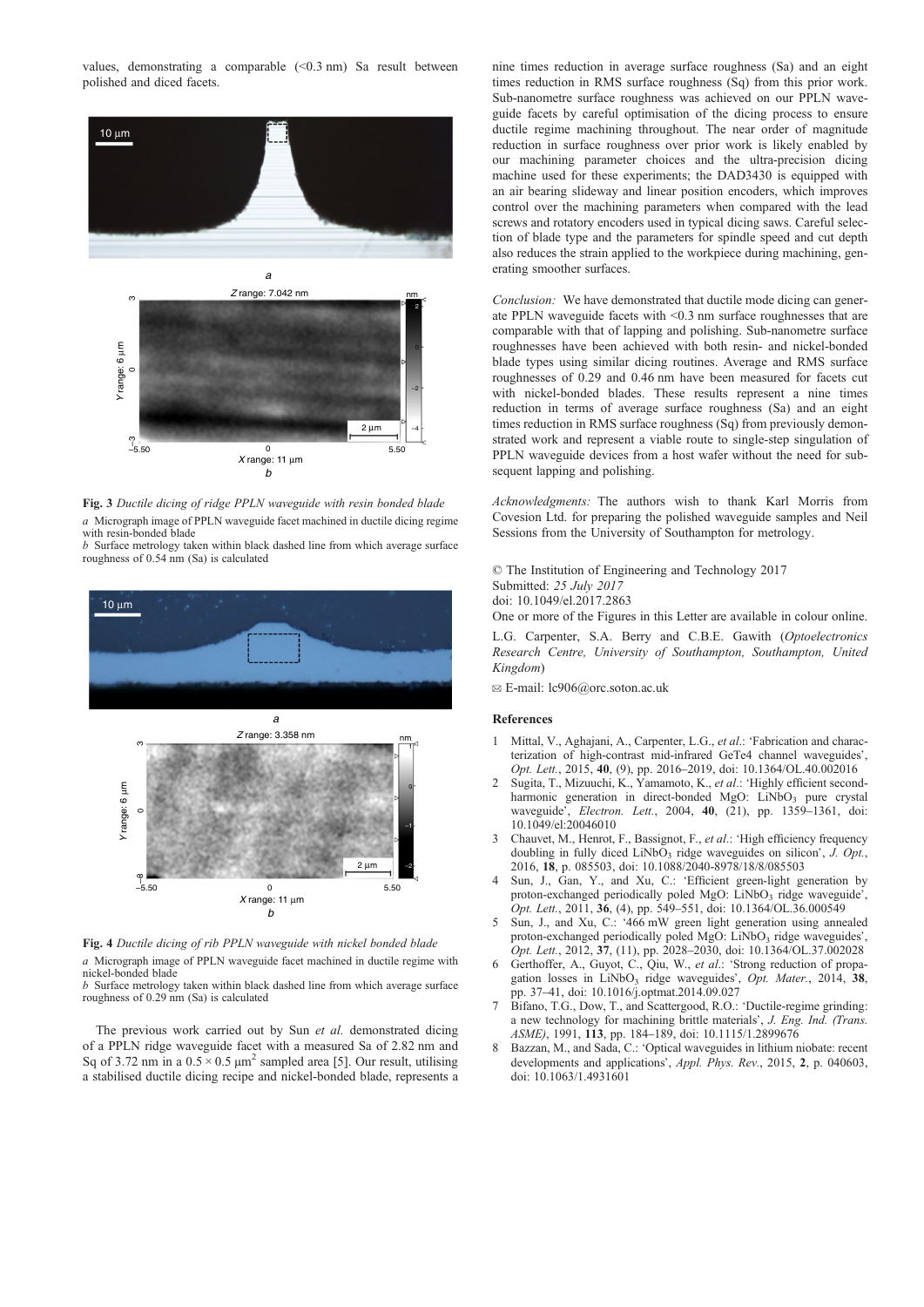values, demonstrating a comparable (<0.3 nm) Sa result between polished and diced facets.

10 µm

*a*

Z range: 7.042 nm

nm

2

0

−2

−4

Y range: 6 µm

3

0

−3

−5.50

0

5.50

X range: 11 µm

2 µm

*b*

**Fig. 3** *Ductile dicing of ridge PPLN waveguide with resin bonded blade*

*a* Micrograph image of PPLN waveguide facet machined in ductile dicing regime with resin-bonded blade

*b* Surface metrology taken within black dashed line from which average surface roughness of 0.54 nm (Sa) is calculated

10 µm

*a*

Z range: 3.358 nm

nm

1

0

−1

−2

Y range: 6 µm

3

0

−3

−5.50

0

5.50

X range: 11 µm

2 µm

*b*

**Fig. 4** *Ductile dicing of rib PPLN waveguide with nickel bonded blade*

*a* Micrograph image of PPLN waveguide facet machined in ductile regime with nickel-bonded blade

*b* Surface metrology taken within black dashed line from which average surface roughness of 0.29 nm (Sa) is calculated

The previous work carried out by Sun *et al.* demonstrated dicing of a PPLN ridge waveguide facet with a measured Sa of 2.82 nm and Sq of 3.72 nm in a $0.5 \times 0.5$ µm$^2$ sampled area [5]. Our result, utilising a stabilised ductile dicing recipe and nickel-bonded blade, represents a nine times reduction in average surface roughness (Sa) and an eight times reduction in RMS surface roughness (Sq) from this prior work. Sub-nanometre surface roughness was achieved on our PPLN waveguide facets by careful optimisation of the dicing process to ensure ductile regime machining throughout. The near order of magnitude reduction in surface roughness over prior work is likely enabled by our machining parameter choices and the ultra-precision dicing machine used for these experiments; the DAD3430 is equipped with an air bearing slideway and linear position encoders, which improves control over the machining parameters when compared with the lead screws and rotatory encoders used in typical dicing saws. Careful selection of blade type and the parameters for spindle speed and cut depth also reduces the strain applied to the workpiece during machining, generating smoother surfaces.

*Conclusion:* We have demonstrated that ductile mode dicing can generate PPLN waveguide facets with <0.3 nm surface roughnesses that are comparable with that of lapping and polishing. Sub-nanometre surface roughnesses have been achieved with both resin- and nickel-bonded blade types using similar dicing routines. Average and RMS surface roughnesses of 0.29 and 0.46 nm have been measured for facets cut with nickel-bonded blades. These results represent a nine times reduction in terms of average surface roughness (Sa) and an eight times reduction in RMS surface roughness (Sq) from previously demonstrated work and represent a viable route to single-step singulation of PPLN waveguide devices from a host wafer without the need for subsequent lapping and polishing.

*Acknowledgments:* The authors wish to thank Karl Morris from Covesion Ltd. for preparing the polished waveguide samples and Neil Sessions from the University of Southampton for metrology.

© The Institution of Engineering and Technology 2017
Submitted: *25 July 2017*
doi: 10.1049/el.2017.2863
One or more of the Figures in this Letter are available in colour online.

L.G. Carpenter, S.A. Berry and C.B.E. Gawith (*Optoelectronics Research Centre, University of Southampton, Southampton, United Kingdom*)

✉ E-mail: lc906@orc.soton.ac.uk

## References

1. Mittal, V., Aghajani, A., Carpenter, L.G., *et al.*: 'Fabrication and characterization of high-contrast mid-infrared GeTe4 channel waveguides', *Opt. Lett.*, 2015, **40**, (9), pp. 2016–2019, doi: 10.1364/OL.40.002016
2. Sugita, T., Mizuuchi, K., Yamamoto, K., *et al.*: 'Highly efficient second-harmonic generation in direct-bonded MgO: $LiNbO_3$ pure crystal waveguide', *Electron. Lett.*, 2004, **40**, (21), pp. 1359–1361, doi: 10.1049/el:20046010
3. Chauvet, M., Henrot, F., Bassignot, F., *et al.*: 'High efficiency frequency doubling in fully diced $LiNbO_3$ ridge waveguides on silicon', *J. Opt.*, 2016, **18**, p. 085503, doi: 10.1088/2040-8978/18/8/085503
4. Sun, J., Gan, Y., and Xu, C.: 'Efficient green-light generation by proton-exchanged periodically poled MgO: $LiNbO_3$ ridge waveguide', *Opt. Lett.*, 2011, **36**, (4), pp. 549–551, doi: 10.1364/OL.36.000549
5. Sun, J., and Xu, C.: '466 mW green light generation using annealed proton-exchanged periodically poled MgO: $LiNbO_3$ ridge waveguides', *Opt. Lett.*, 2012, **37**, (11), pp. 2028–2030, doi: 10.1364/OL.37.002028
6. Gerthoffer, A., Guyot, C., Qiu, W., *et al.*: 'Strong reduction of propagation losses in $LiNbO_3$ ridge waveguides', *Opt. Mater.*, 2014, **38**, pp. 37–41, doi: 10.1016/j.optmat.2014.09.027
7. Bifano, T.G., Dow, T., and Scattergood, R.O.: 'Ductile-regime grinding: a new technology for machining brittle materials', *J. Eng. Ind. (Trans. ASME)*, 1991, **113**, pp. 184–189, doi: 10.1115/1.2899676
8. Bazzan, M., and Sada, C.: 'Optical waveguides in lithium niobate: recent developments and applications', *Appl. Phys. Rev.*, 2015, **2**, p. 040603, doi: 10.1063/1.4931601